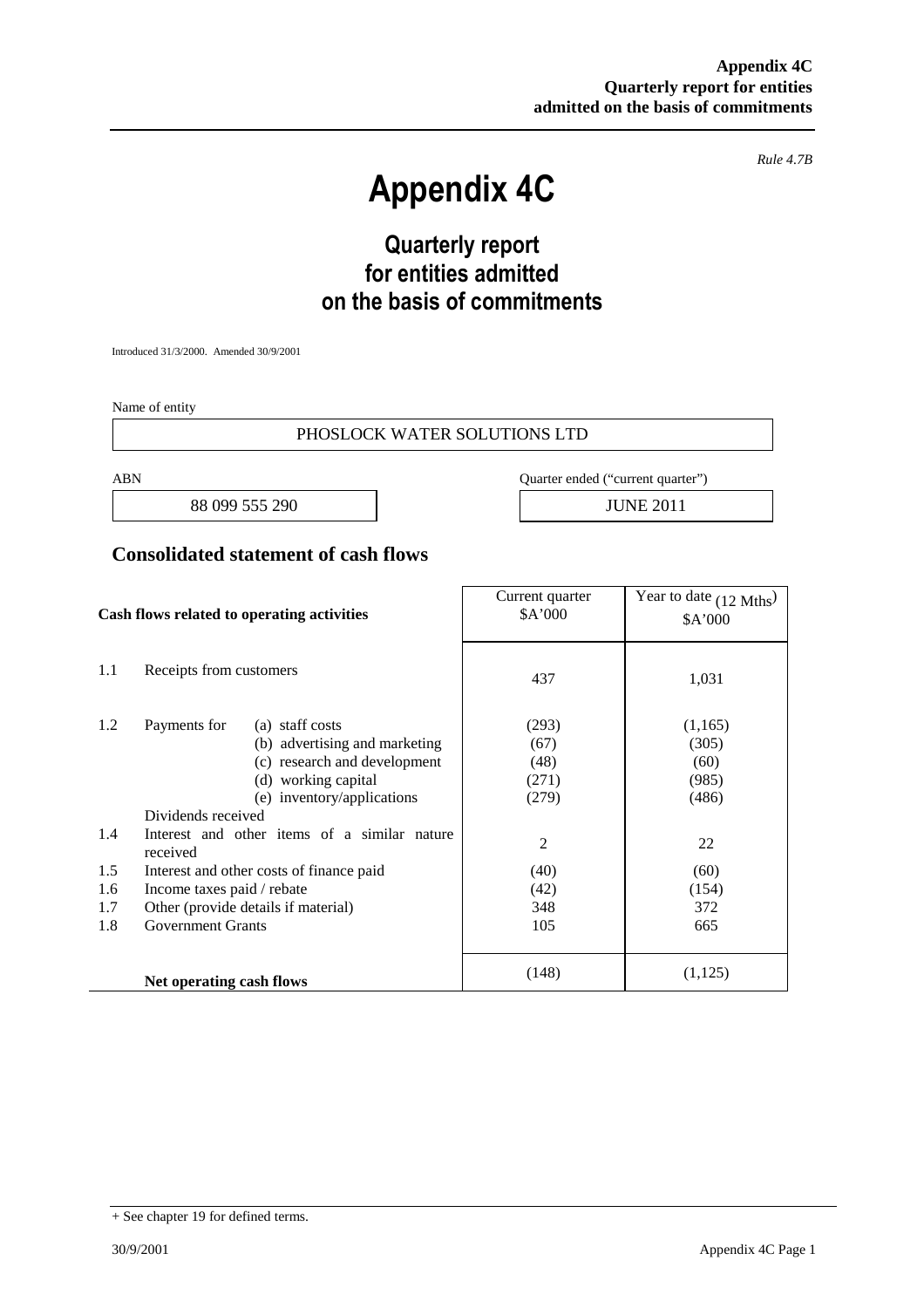**Appendix 4C**
**Quarterly report for entities admitted on the basis of commitments**

*Rule 4.7B*

# Appendix 4C

## Quarterly report for entities admitted on the basis of commitments

Introduced 31/3/2000. Amended 30/9/2001

Name of entity

PHOSLOCK WATER SOLUTIONS LTD

| ABN | Quarter ended ("current quarter") |
|---|---|
| 88 099 555 290 | JUNE 2011 |

## Consolidated statement of cash flows

| | Cash flows related to operating activities | Current quarter $A'000 | Year to date (12 Mths) $A'000 |
|---|---|---|---|
| 1.1 | Receipts from customers | 437 | 1,031 |
| 1.2 | Payments for (a) staff costs | (293) | (1,165) |
| | (b) advertising and marketing | (67) | (305) |
| | (c) research and development | (48) | (60) |
| | (d) working capital | (271) | (985) |
| | (e) inventory/applications | (279) | (486) |
| | Dividends received | | |
| 1.4 | Interest and other items of a similar nature received | 2 | 22 |
| 1.5 | Interest and other costs of finance paid | (40) | (60) |
| 1.6 | Income taxes paid / rebate | (42) | (154) |
| 1.7 | Other (provide details if material) | 348 | 372 |
| 1.8 | Government Grants | 105 | 665 |
| | **Net operating cash flows** | (148) | (1,125) |

+ See chapter 19 for defined terms.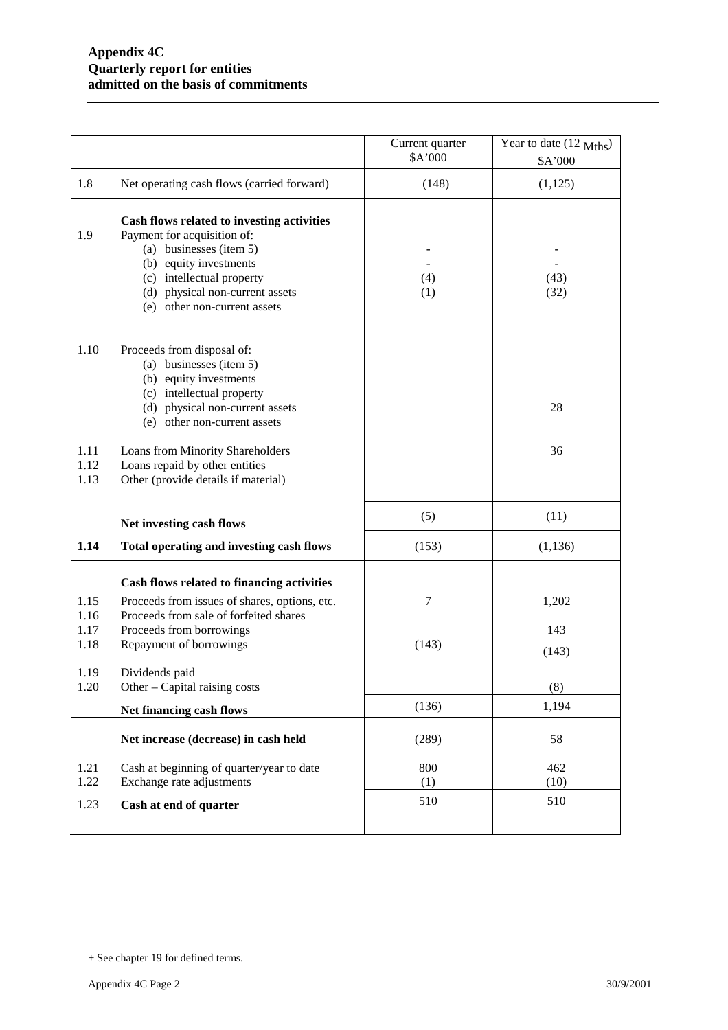**Appendix 4C**
**Quarterly report for entities admitted on the basis of commitments**

| | | Current quarter $A'000 | Year to date (12 Mths) $A'000 |
|---|---|---|---|
| 1.8 | Net operating cash flows (carried forward) | (148) | (1,125) |
| | **Cash flows related to investing activities** | | |
| 1.9 | Payment for acquisition of: | | |
| | (a) businesses (item 5) | - | - |
| | (b) equity investments | - | - |
| | (c) intellectual property | (4) | (43) |
| | (d) physical non-current assets | (1) | (32) |
| | (e) other non-current assets | | |
| 1.10 | Proceeds from disposal of: | | |
| | (a) businesses (item 5) | | |
| | (b) equity investments | | |
| | (c) intellectual property | | |
| | (d) physical non-current assets | | 28 |
| | (e) other non-current assets | | |
| 1.11 | Loans from Minority Shareholders | | 36 |
| 1.12 | Loans repaid by other entities | | |
| 1.13 | Other (provide details if material) | | |
| | **Net investing cash flows** | (5) | (11) |
| **1.14** | **Total operating and investing cash flows** | (153) | (1,136) |
| | **Cash flows related to financing activities** | | |
| 1.15 | Proceeds from issues of shares, options, etc. | 7 | 1,202 |
| 1.16 | Proceeds from sale of forfeited shares | | |
| 1.17 | Proceeds from borrowings | | 143 |
| 1.18 | Repayment of borrowings | (143) | (143) |
| 1.19 | Dividends paid | | |
| 1.20 | Other – Capital raising costs | | (8) |
| | **Net financing cash flows** | (136) | 1,194 |
| | **Net increase (decrease) in cash held** | (289) | 58 |
| 1.21 | Cash at beginning of quarter/year to date | 800 | 462 |
| 1.22 | Exchange rate adjustments | (1) | (10) |
| 1.23 | **Cash at end of quarter** | 510 | 510 |

+ See chapter 19 for defined terms.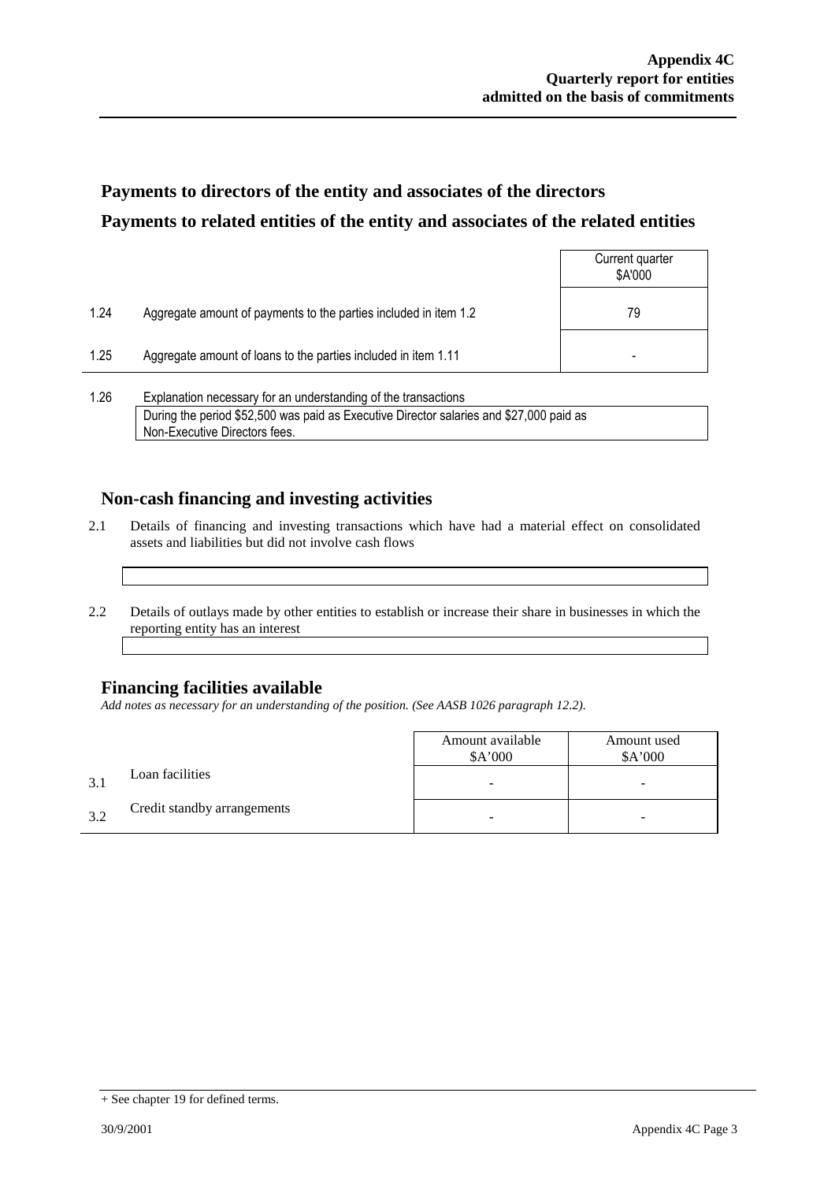## Payments to directors of the entity and associates of the directors

## Payments to related entities of the entity and associates of the related entities

| | | Current quarter $A'000 |
|---|---|---|
| 1.24 | Aggregate amount of payments to the parties included in item 1.2 | 79 |
| 1.25 | Aggregate amount of loans to the parties included in item 1.11 | - |

1.26 Explanation necessary for an understanding of the transactions

During the period $52,500 was paid as Executive Director salaries and $27,000 paid as Non-Executive Directors fees.

## Non-cash financing and investing activities

2.1 Details of financing and investing transactions which have had a material effect on consolidated assets and liabilities but did not involve cash flows

2.2 Details of outlays made by other entities to establish or increase their share in businesses in which the reporting entity has an interest

## Financing facilities available

*Add notes as necessary for an understanding of the position. (See AASB 1026 paragraph 12.2).*

| | | Amount available $A'000 | Amount used $A'000 |
|---|---|---|---|
| 3.1 | Loan facilities | - | - |
| 3.2 | Credit standby arrangements | - | - |

+ See chapter 19 for defined terms.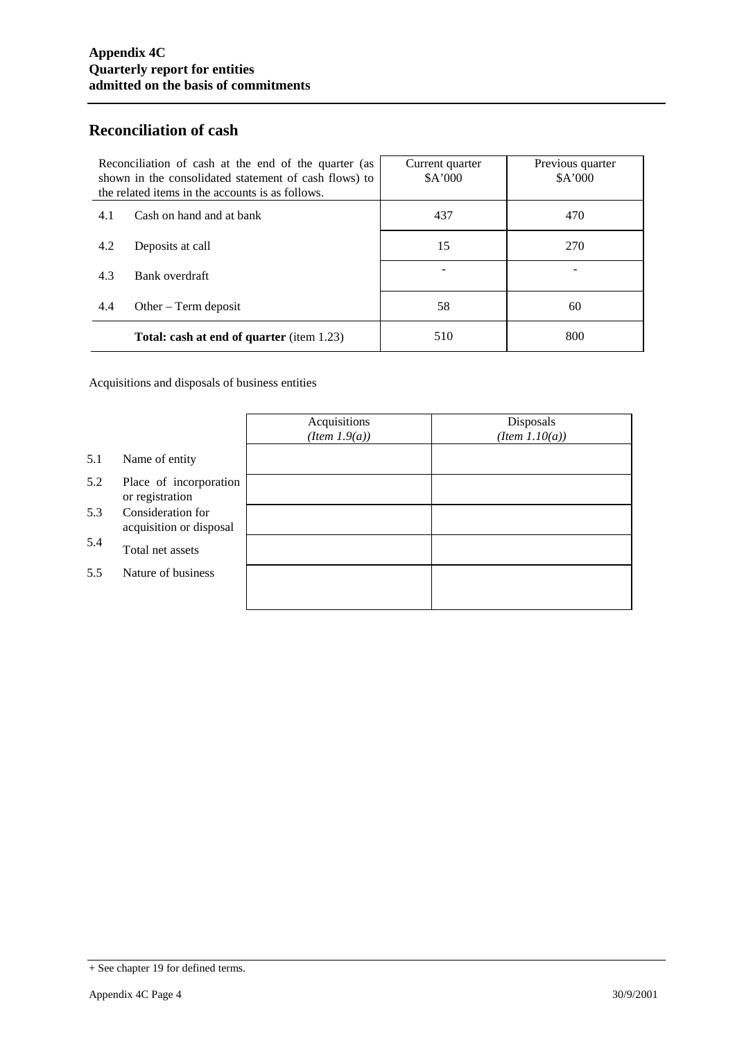## Reconciliation of cash

| Reconciliation of cash at the end of the quarter (as shown in the consolidated statement of cash flows) to the related items in the accounts is as follows. | | Current quarter $A'000 | Previous quarter $A'000 |
|---|---|---|---|
| 4.1 | Cash on hand and at bank | 437 | 470 |
| 4.2 | Deposits at call | 15 | 270 |
| 4.3 | Bank overdraft | - | - |
| 4.4 | Other – Term deposit | 58 | 60 |
| | **Total: cash at end of quarter** (item 1.23) | 510 | 800 |

Acquisitions and disposals of business entities

| | | Acquisitions *(Item 1.9(a))* | Disposals *(Item 1.10(a))* |
|---|---|---|---|
| 5.1 | Name of entity | | |
| 5.2 | Place of incorporation or registration | | |
| 5.3 | Consideration for acquisition or disposal | | |
| 5.4 | Total net assets | | |
| 5.5 | Nature of business | | |

+ See chapter 19 for defined terms.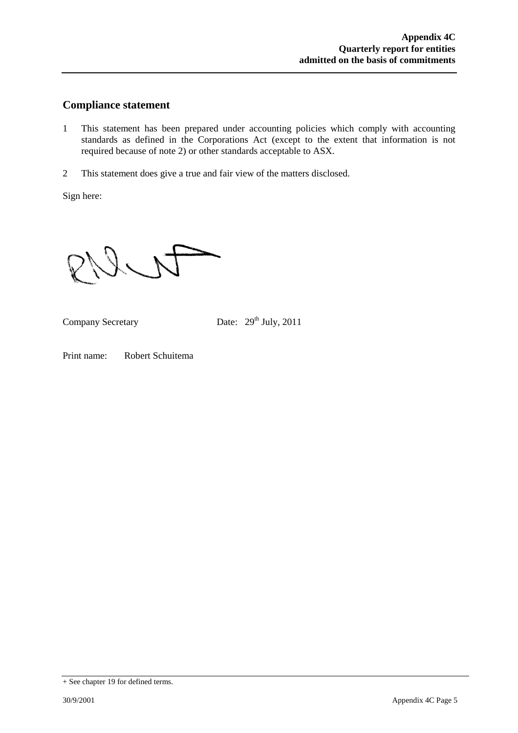## Compliance statement

1. This statement has been prepared under accounting policies which comply with accounting standards as defined in the Corporations Act (except to the extent that information is not required because of note 2) or other standards acceptable to ASX.

2. This statement does give a true and fair view of the matters disclosed.

Sign here:

Company Secretary　　　　　Date: 29th July, 2011

Print name:　　Robert Schuitema

+ See chapter 19 for defined terms.